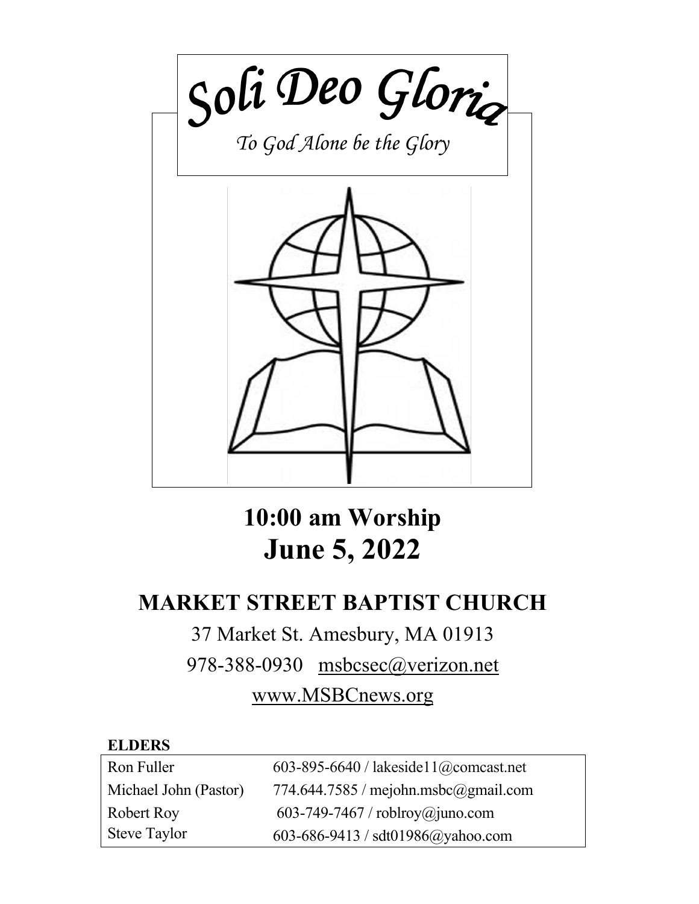# *Soli Deo Gloria*

*To God Alone be the Glory*

## 10:00 am Worship
## June 5, 2022

## MARKET STREET BAPTIST CHURCH

37 Market St. Amesbury, MA 01913

978-388-0930 msbcsec@verizon.net

www.MSBCnews.org

**ELDERS**

| | |
|---|---|
| Ron Fuller | 603-895-6640 / lakeside11@comcast.net |
| Michael John (Pastor) | 774.644.7585 / mejohn.msbc@gmail.com |
| Robert Roy | 603-749-7467 / roblroy@juno.com |
| Steve Taylor | 603-686-9413 / sdt01986@yahoo.com |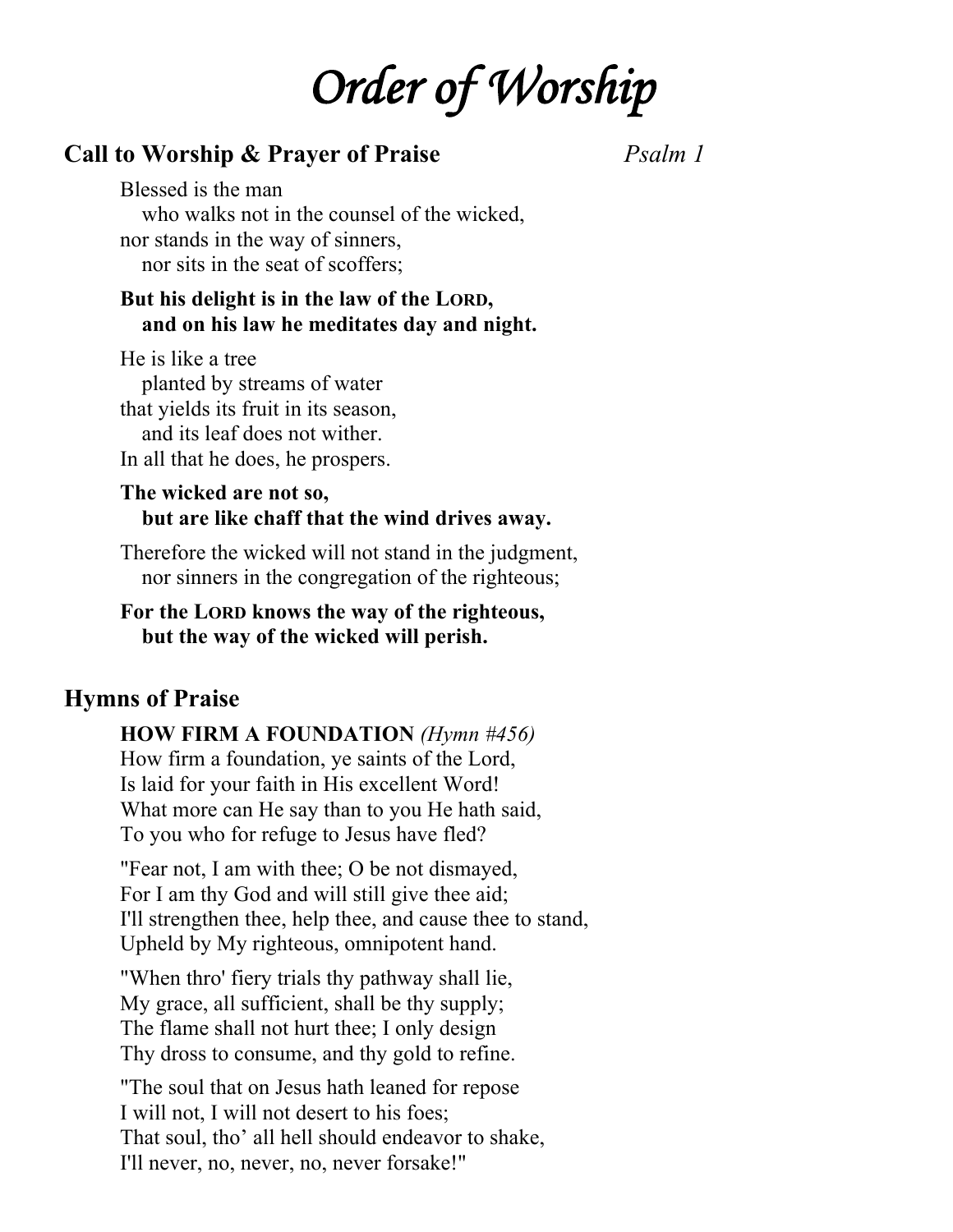# *Order of Worship*

## Call to Worship & Prayer of Praise *Psalm 1*

Blessed is the man
   who walks not in the counsel of the wicked,
nor stands in the way of sinners,
   nor sits in the seat of scoffers;

**But his delight is in the law of the LORD,
   and on his law he meditates day and night.**

He is like a tree
   planted by streams of water
that yields its fruit in its season,
   and its leaf does not wither.
In all that he does, he prospers.

**The wicked are not so,
   but are like chaff that the wind drives away.**

Therefore the wicked will not stand in the judgment,
   nor sinners in the congregation of the righteous;

**For the LORD knows the way of the righteous,
   but the way of the wicked will perish.**

## Hymns of Praise

**HOW FIRM A FOUNDATION** *(Hymn #456)*
How firm a foundation, ye saints of the Lord,
Is laid for your faith in His excellent Word!
What more can He say than to you He hath said,
To you who for refuge to Jesus have fled?

"Fear not, I am with thee; O be not dismayed,
For I am thy God and will still give thee aid;
I'll strengthen thee, help thee, and cause thee to stand,
Upheld by My righteous, omnipotent hand.

"When thro' fiery trials thy pathway shall lie,
My grace, all sufficient, shall be thy supply;
The flame shall not hurt thee; I only design
Thy dross to consume, and thy gold to refine.

"The soul that on Jesus hath leaned for repose
I will not, I will not desert to his foes;
That soul, tho' all hell should endeavor to shake,
I'll never, no, never, no, never forsake!"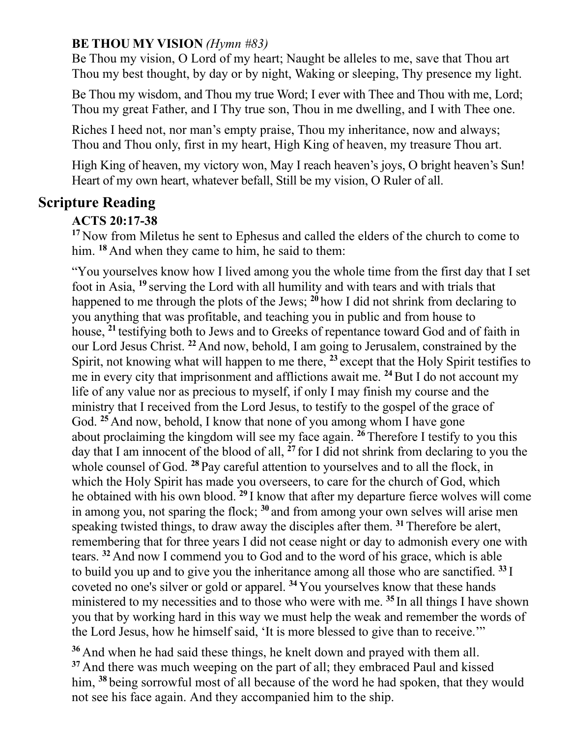**BE THOU MY VISION** *(Hymn #83)*

Be Thou my vision, O Lord of my heart; Naught be alleles to me, save that Thou art
Thou my best thought, by day or by night, Waking or sleeping, Thy presence my light.

Be Thou my wisdom, and Thou my true Word; I ever with Thee and Thou with me, Lord;
Thou my great Father, and I Thy true son, Thou in me dwelling, and I with Thee one.

Riches I heed not, nor man's empty praise, Thou my inheritance, now and always;
Thou and Thou only, first in my heart, High King of heaven, my treasure Thou art.

High King of heaven, my victory won, May I reach heaven's joys, O bright heaven's Sun!
Heart of my own heart, whatever befall, Still be my vision, O Ruler of all.

## Scripture Reading

**ACTS 20:17-38**

**17** Now from Miletus he sent to Ephesus and called the elders of the church to come to him. **18** And when they came to him, he said to them:

"You yourselves know how I lived among you the whole time from the first day that I set foot in Asia, **19** serving the Lord with all humility and with tears and with trials that happened to me through the plots of the Jews; **20** how I did not shrink from declaring to you anything that was profitable, and teaching you in public and from house to house, **21** testifying both to Jews and to Greeks of repentance toward God and of faith in our Lord Jesus Christ. **22** And now, behold, I am going to Jerusalem, constrained by the Spirit, not knowing what will happen to me there, **23** except that the Holy Spirit testifies to me in every city that imprisonment and afflictions await me. **24** But I do not account my life of any value nor as precious to myself, if only I may finish my course and the ministry that I received from the Lord Jesus, to testify to the gospel of the grace of God. **25** And now, behold, I know that none of you among whom I have gone about proclaiming the kingdom will see my face again. **26** Therefore I testify to you this day that I am innocent of the blood of all, **27** for I did not shrink from declaring to you the whole counsel of God. **28** Pay careful attention to yourselves and to all the flock, in which the Holy Spirit has made you overseers, to care for the church of God, which he obtained with his own blood. **29** I know that after my departure fierce wolves will come in among you, not sparing the flock; **30** and from among your own selves will arise men speaking twisted things, to draw away the disciples after them. **31** Therefore be alert, remembering that for three years I did not cease night or day to admonish every one with tears. **32** And now I commend you to God and to the word of his grace, which is able to build you up and to give you the inheritance among all those who are sanctified. **33** I coveted no one's silver or gold or apparel. **34** You yourselves know that these hands ministered to my necessities and to those who were with me. **35** In all things I have shown you that by working hard in this way we must help the weak and remember the words of the Lord Jesus, how he himself said, 'It is more blessed to give than to receive.'"

**36** And when he had said these things, he knelt down and prayed with them all. **37** And there was much weeping on the part of all; they embraced Paul and kissed him, **38** being sorrowful most of all because of the word he had spoken, that they would not see his face again. And they accompanied him to the ship.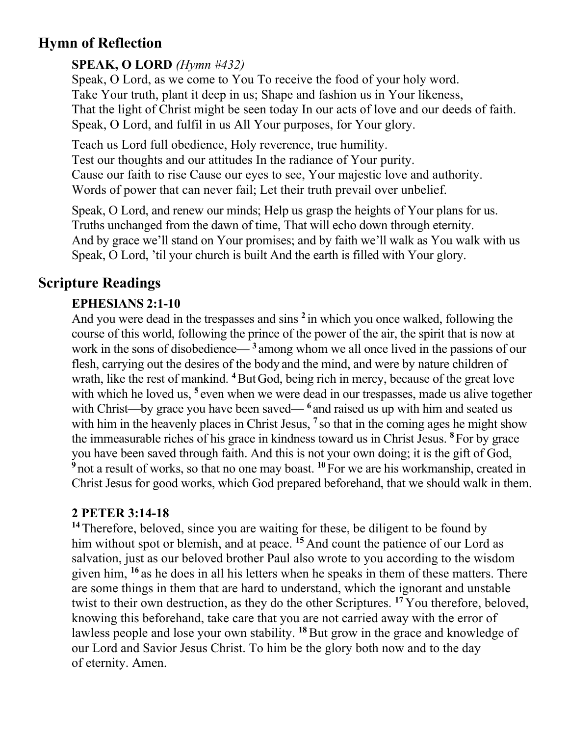## Hymn of Reflection

**SPEAK, O LORD** *(Hymn #432)*

Speak, O Lord, as we come to You To receive the food of your holy word.
Take Your truth, plant it deep in us; Shape and fashion us in Your likeness,
That the light of Christ might be seen today In our acts of love and our deeds of faith.
Speak, O Lord, and fulfil in us All Your purposes, for Your glory.

Teach us Lord full obedience, Holy reverence, true humility.
Test our thoughts and our attitudes In the radiance of Your purity.
Cause our faith to rise Cause our eyes to see, Your majestic love and authority.
Words of power that can never fail; Let their truth prevail over unbelief.

Speak, O Lord, and renew our minds; Help us grasp the heights of Your plans for us.
Truths unchanged from the dawn of time, That will echo down through eternity.
And by grace we'll stand on Your promises; and by faith we'll walk as You walk with us
Speak, O Lord, 'til your church is built And the earth is filled with Your glory.

## Scripture Readings

**EPHESIANS 2:1-10**

And you were dead in the trespasses and sins **2** in which you once walked, following the course of this world, following the prince of the power of the air, the spirit that is now at work in the sons of disobedience— **3** among whom we all once lived in the passions of our flesh, carrying out the desires of the body and the mind, and were by nature children of wrath, like the rest of mankind. **4** But God, being rich in mercy, because of the great love with which he loved us, **5** even when we were dead in our trespasses, made us alive together with Christ—by grace you have been saved— **6** and raised us up with him and seated us with him in the heavenly places in Christ Jesus, **7** so that in the coming ages he might show the immeasurable riches of his grace in kindness toward us in Christ Jesus. **8** For by grace you have been saved through faith. And this is not your own doing; it is the gift of God, **9** not a result of works, so that no one may boast. **10** For we are his workmanship, created in Christ Jesus for good works, which God prepared beforehand, that we should walk in them.

**2 PETER 3:14-18**

**14** Therefore, beloved, since you are waiting for these, be diligent to be found by him without spot or blemish, and at peace. **15** And count the patience of our Lord as salvation, just as our beloved brother Paul also wrote to you according to the wisdom given him, **16** as he does in all his letters when he speaks in them of these matters. There are some things in them that are hard to understand, which the ignorant and unstable twist to their own destruction, as they do the other Scriptures. **17** You therefore, beloved, knowing this beforehand, take care that you are not carried away with the error of lawless people and lose your own stability. **18** But grow in the grace and knowledge of our Lord and Savior Jesus Christ. To him be the glory both now and to the day of eternity. Amen.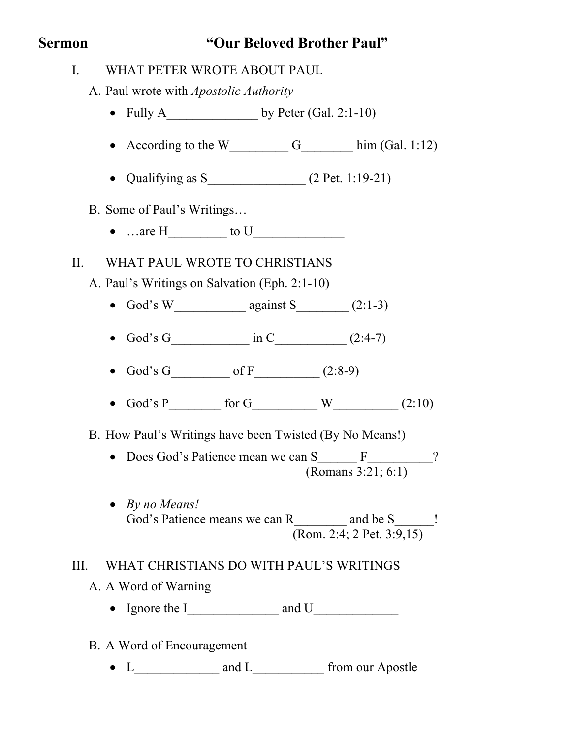# Sermon "Our Beloved Brother Paul"

## I. WHAT PETER WROTE ABOUT PAUL

A. Paul wrote with *Apostolic Authority*

- Fully A______________ by Peter (Gal. 2:1-10)
- According to the W_________ G________ him (Gal. 1:12)
- Qualifying as S_______________ (2 Pet. 1:19-21)

B. Some of Paul's Writings…

- …are H_________ to U______________

## II. WHAT PAUL WROTE TO CHRISTIANS

A. Paul's Writings on Salvation (Eph. 2:1-10)

- God's W___________ against S________ (2:1-3)
- God's G____________ in C___________ (2:4-7)
- God's G_________ of F__________ (2:8-9)
- God's P________ for G__________ W__________ (2:10)

B. How Paul's Writings have been Twisted (By No Means!)

- Does God's Patience mean we can S______ F__________?
  (Romans 3:21; 6:1)
- *By no Means!*
  God's Patience means we can R________ and be S______!
  (Rom. 2:4; 2 Pet. 3:9,15)

## III. WHAT CHRISTIANS DO WITH PAUL'S WRITINGS

A. A Word of Warning

- Ignore the I______________ and U_____________

B. A Word of Encouragement

- L_____________ and L___________ from our Apostle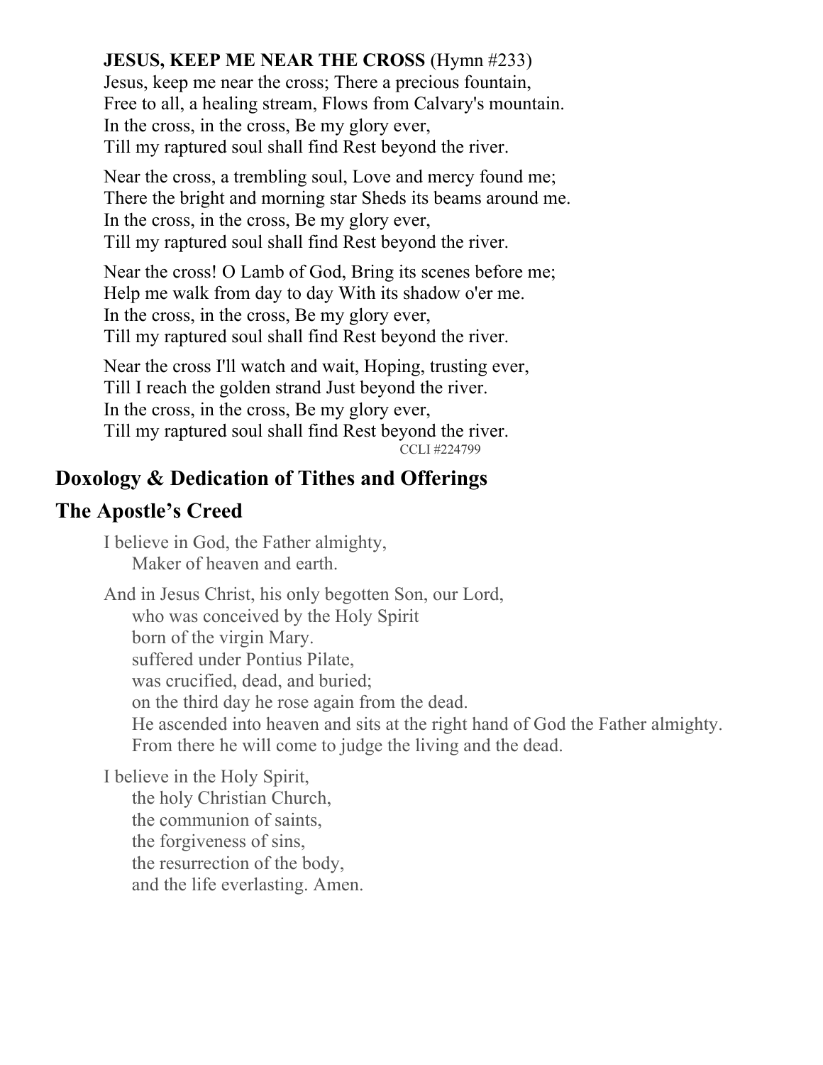**JESUS, KEEP ME NEAR THE CROSS** (Hymn #233)

Jesus, keep me near the cross; There a precious fountain,
Free to all, a healing stream, Flows from Calvary's mountain.
In the cross, in the cross, Be my glory ever,
Till my raptured soul shall find Rest beyond the river.

Near the cross, a trembling soul, Love and mercy found me;
There the bright and morning star Sheds its beams around me.
In the cross, in the cross, Be my glory ever,
Till my raptured soul shall find Rest beyond the river.

Near the cross! O Lamb of God, Bring its scenes before me;
Help me walk from day to day With its shadow o'er me.
In the cross, in the cross, Be my glory ever,
Till my raptured soul shall find Rest beyond the river.

Near the cross I'll watch and wait, Hoping, trusting ever,
Till I reach the golden strand Just beyond the river.
In the cross, in the cross, Be my glory ever,
Till my raptured soul shall find Rest beyond the river.

CCLI #224799

## Doxology & Dedication of Tithes and Offerings

## The Apostle's Creed

I believe in God, the Father almighty,
Maker of heaven and earth.

And in Jesus Christ, his only begotten Son, our Lord,
who was conceived by the Holy Spirit
born of the virgin Mary.
suffered under Pontius Pilate,
was crucified, dead, and buried;
on the third day he rose again from the dead.
He ascended into heaven and sits at the right hand of God the Father almighty.
From there he will come to judge the living and the dead.

I believe in the Holy Spirit,
the holy Christian Church,
the communion of saints,
the forgiveness of sins,
the resurrection of the body,
and the life everlasting. Amen.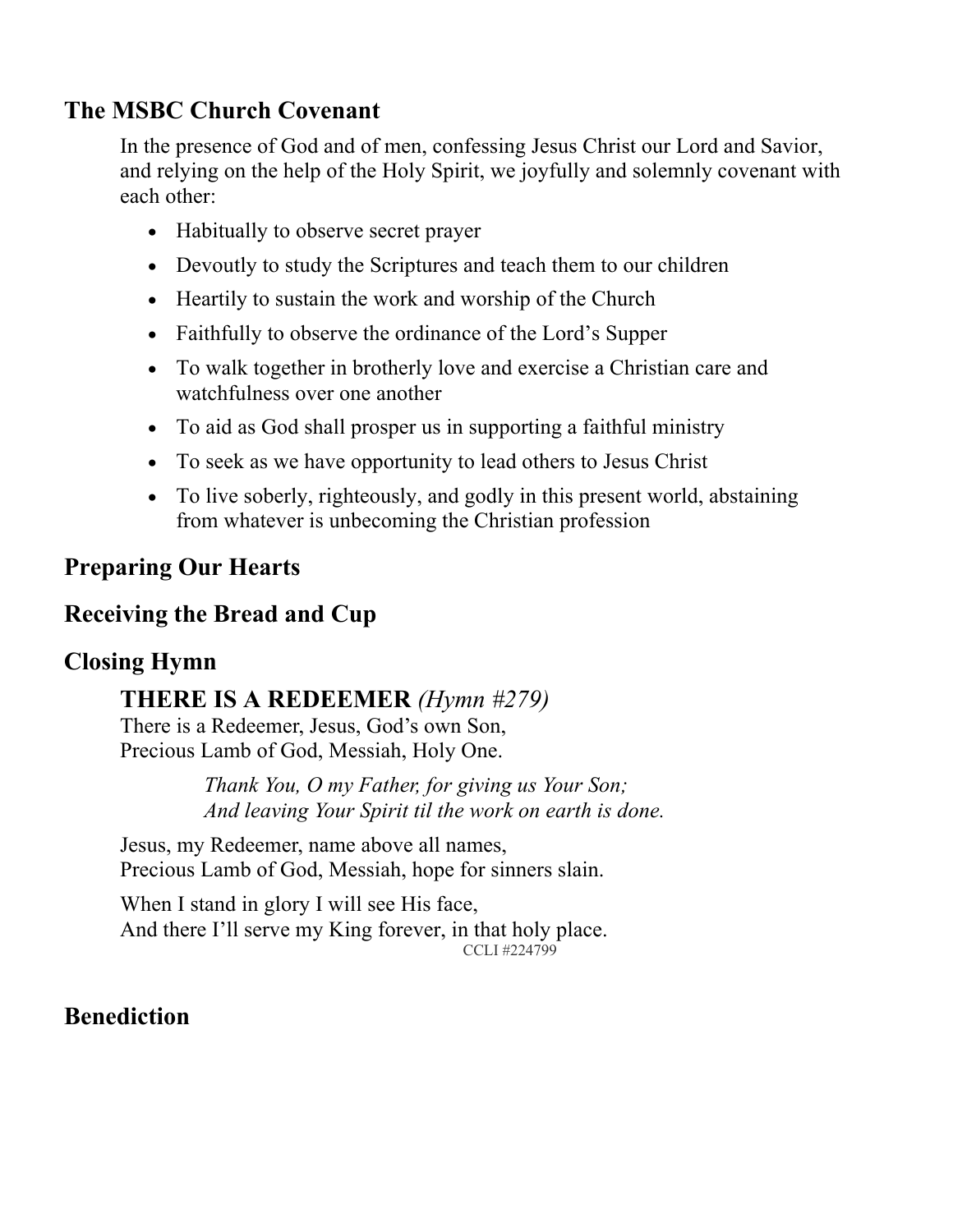## The MSBC Church Covenant

In the presence of God and of men, confessing Jesus Christ our Lord and Savior, and relying on the help of the Holy Spirit, we joyfully and solemnly covenant with each other:

- Habitually to observe secret prayer
- Devoutly to study the Scriptures and teach them to our children
- Heartily to sustain the work and worship of the Church
- Faithfully to observe the ordinance of the Lord's Supper
- To walk together in brotherly love and exercise a Christian care and watchfulness over one another
- To aid as God shall prosper us in supporting a faithful ministry
- To seek as we have opportunity to lead others to Jesus Christ
- To live soberly, righteously, and godly in this present world, abstaining from whatever is unbecoming the Christian profession

## Preparing Our Hearts

## Receiving the Bread and Cup

## Closing Hymn

**THERE IS A REDEEMER** *(Hymn #279)*

There is a Redeemer, Jesus, God's own Son,
Precious Lamb of God, Messiah, Holy One.

*Thank You, O my Father, for giving us Your Son;*
*And leaving Your Spirit til the work on earth is done.*

Jesus, my Redeemer, name above all names,
Precious Lamb of God, Messiah, hope for sinners slain.

When I stand in glory I will see His face,
And there I'll serve my King forever, in that holy place.

CCLI #224799

## Benediction